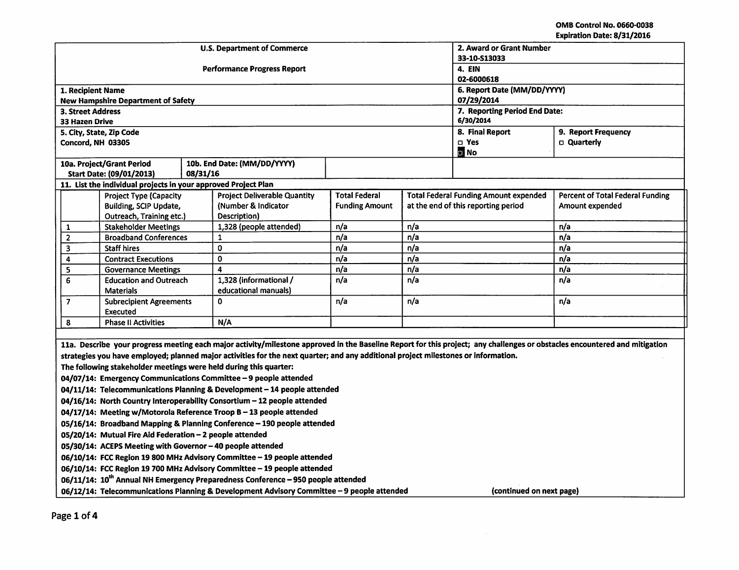OMB Control No. 0660-0038
Expiration Date: 8/31/2016

| U.S. Department of Commerce<br><br>Performance Progress Report | 2. Award or Grant Number<br>33-10-S13033<br>4. EIN<br>02-6000618 | |
|---|---|---|
| 1. Recipient Name<br>New Hampshire Department of Safety | 6. Report Date (MM/DD/YYYY)<br>07/29/2014 | |
| 3. Street Address<br>33 Hazen Drive | 7. Reporting Period End Date:<br>6/30/2014 | |
| 5. City, State, Zip Code<br>Concord, NH 03305 | 8. Final Report<br>☐ Yes<br>■ No | 9. Report Frequency<br>☐ Quarterly |
| 10a. Project/Grant Period<br>Start Date: (09/01/2013) | 10b. End Date: (MM/DD/YYYY)<br>08/31/16 | |

**11. List the individual projects in your approved Project Plan**

| | Project Type (Capacity Building, SCIP Update, Outreach, Training etc.) | Project Deliverable Quantity (Number & Indicator Description) | Total Federal Funding Amount | Total Federal Funding Amount expended at the end of this reporting period | Percent of Total Federal Funding Amount expended |
|---|---|---|---|---|---|
| 1 | Stakeholder Meetings | 1,328 (people attended) | n/a | n/a | n/a |
| 2 | Broadband Conferences | 1 | n/a | n/a | n/a |
| 3 | Staff hires | 0 | n/a | n/a | n/a |
| 4 | Contract Executions | 0 | n/a | n/a | n/a |
| 5 | Governance Meetings | 4 | n/a | n/a | n/a |
| 6 | Education and Outreach Materials | 1,328 (informational / educational manuals) | n/a | n/a | n/a |
| 7 | Subrecipient Agreements Executed | 0 | n/a | n/a | n/a |
| 8 | Phase II Activities | N/A | | | |

**11a. Describe your progress meeting each major activity/milestone approved in the Baseline Report for this project; any challenges or obstacles encountered and mitigation strategies you have employed; planned major activities for the next quarter; and any additional project milestones or information.**

**The following stakeholder meetings were held during this quarter:**

**04/07/14: Emergency Communications Committee – 9 people attended**
**04/11/14: Telecommunications Planning & Development – 14 people attended**
**04/16/14: North Country Interoperability Consortium – 12 people attended**
**04/17/14: Meeting w/Motorola Reference Troop B – 13 people attended**
**05/16/14: Broadband Mapping & Planning Conference – 190 people attended**
**05/20/14: Mutual Fire Aid Federation – 2 people attended**
**05/30/14: ACEPS Meeting with Governor – 40 people attended**
**06/10/14: FCC Region 19 800 MHz Advisory Committee – 19 people attended**
**06/10/14: FCC Region 19 700 MHz Advisory Committee – 19 people attended**
**06/11/14: 10th Annual NH Emergency Preparedness Conference – 950 people attended**
**06/12/14: Telecommunications Planning & Development Advisory Committee – 9 people attended** (continued on next page)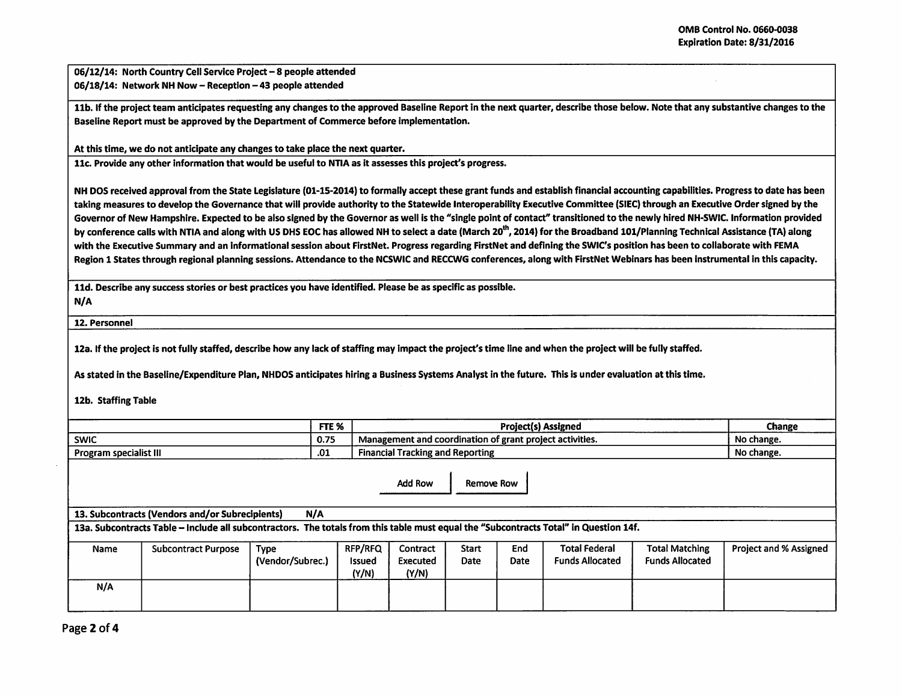06/12/14: North Country Cell Service Project – 8 people attended
06/18/14: Network NH Now – Reception – 43 people attended

**11b. If the project team anticipates requesting any changes to the approved Baseline Report in the next quarter, describe those below. Note that any substantive changes to the Baseline Report must be approved by the Department of Commerce before implementation.**

At this time, we do not anticipate any changes to take place the next quarter.

**11c. Provide any other information that would be useful to NTIA as it assesses this project's progress.**

NH DOS received approval from the State Legislature (01-15-2014) to formally accept these grant funds and establish financial accounting capabilities. Progress to date has been taking measures to develop the Governance that will provide authority to the Statewide Interoperability Executive Committee (SIEC) through an Executive Order signed by the Governor of New Hampshire. Expected to be also signed by the Governor as well is the "single point of contact" transitioned to the newly hired NH-SWIC. Information provided by conference calls with NTIA and along with US DHS EOC has allowed NH to select a date (March 20th, 2014) for the Broadband 101/Planning Technical Assistance (TA) along with the Executive Summary and an informational session about FirstNet. Progress regarding FirstNet and defining the SWIC's position has been to collaborate with FEMA Region 1 States through regional planning sessions. Attendance to the NCSWIC and RECCWG conferences, along with FirstNet Webinars has been instrumental in this capacity.

**11d. Describe any success stories or best practices you have identified. Please be as specific as possible.**

N/A

**12. Personnel**

**12a. If the project is not fully staffed, describe how any lack of staffing may impact the project's time line and when the project will be fully staffed.**

As stated in the Baseline/Expenditure Plan, NHDOS anticipates hiring a Business Systems Analyst in the future. This is under evaluation at this time.

**12b. Staffing Table**

| | FTE % | Project(s) Assigned | Change |
|---|---|---|---|
| SWIC | 0.75 | Management and coordination of grant project activities. | No change. |
| Program specialist III | .01 | Financial Tracking and Reporting | No change. |

**13. Subcontracts (Vendors and/or Subrecipients)** N/A

**13a. Subcontracts Table – Include all subcontractors. The totals from this table must equal the "Subcontracts Total" in Question 14f.**

| Name | Subcontract Purpose | Type (Vendor/Subrec.) | RFP/RFQ Issued (Y/N) | Contract Executed (Y/N) | Start Date | End Date | Total Federal Funds Allocated | Total Matching Funds Allocated | Project and % Assigned |
|---|---|---|---|---|---|---|---|---|---|
| N/A | | | | | | | | | |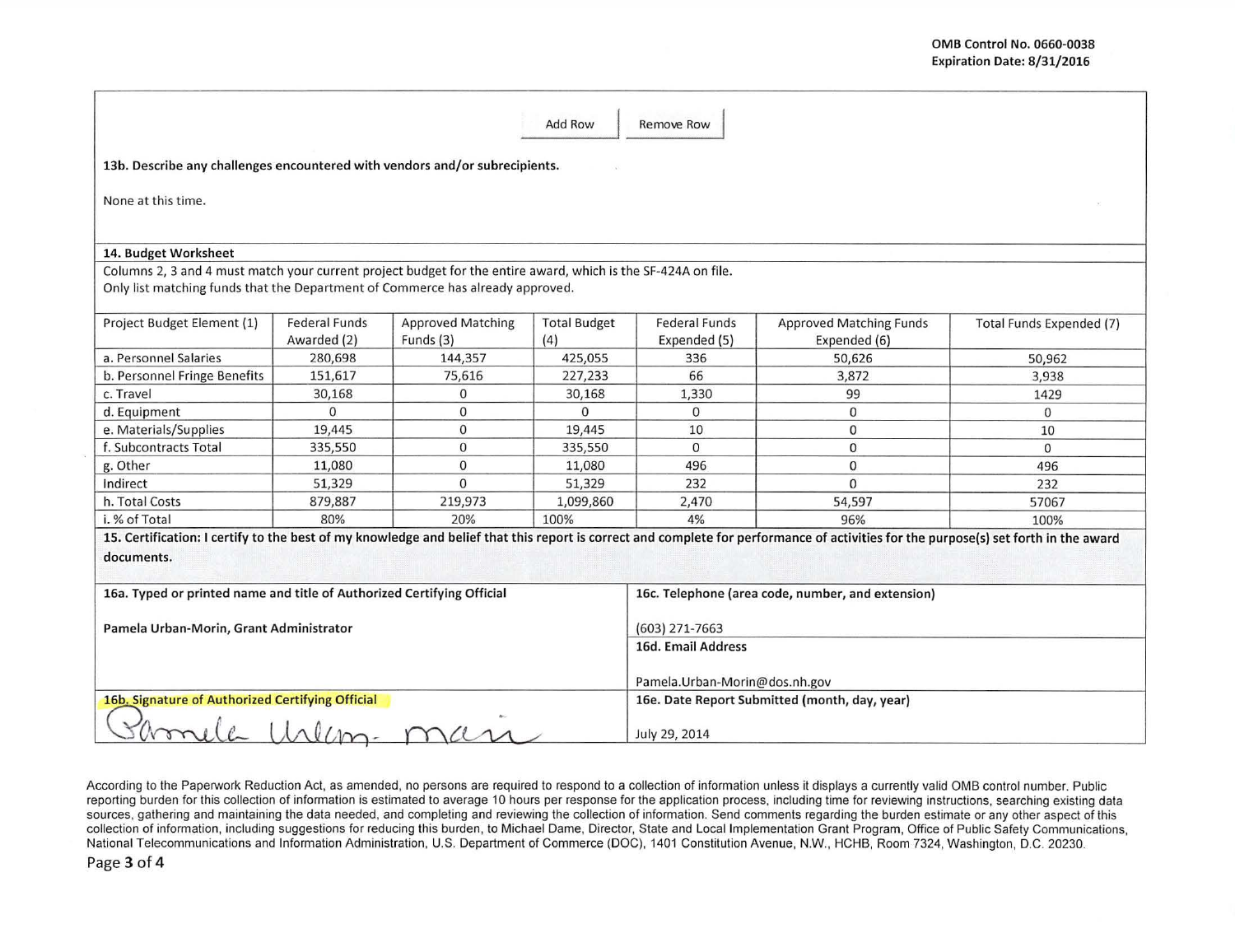OMB Control No. 0660-0038
Expiration Date: 8/31/2016

Add Row | Remove Row

**13b. Describe any challenges encountered with vendors and/or subrecipients.**

None at this time.

**14. Budget Worksheet**

Columns 2, 3 and 4 must match your current project budget for the entire award, which is the SF-424A on file.
Only list matching funds that the Department of Commerce has already approved.

| Project Budget Element (1) | Federal Funds Awarded (2) | Approved Matching Funds (3) | Total Budget (4) | Federal Funds Expended (5) | Approved Matching Funds Expended (6) | Total Funds Expended (7) |
|---|---|---|---|---|---|---|
| a. Personnel Salaries | 280,698 | 144,357 | 425,055 | 336 | 50,626 | 50,962 |
| b. Personnel Fringe Benefits | 151,617 | 75,616 | 227,233 | 66 | 3,872 | 3,938 |
| c. Travel | 30,168 | 0 | 30,168 | 1,330 | 99 | 1429 |
| d. Equipment | 0 | 0 | 0 | 0 | 0 | 0 |
| e. Materials/Supplies | 19,445 | 0 | 19,445 | 10 | 0 | 10 |
| f. Subcontracts Total | 335,550 | 0 | 335,550 | 0 | 0 | 0 |
| g. Other | 11,080 | 0 | 11,080 | 496 | 0 | 496 |
| Indirect | 51,329 | 0 | 51,329 | 232 | 0 | 232 |
| h. Total Costs | 879,887 | 219,973 | 1,099,860 | 2,470 | 54,597 | 57067 |
| i. % of Total | 80% | 20% | 100% | 4% | 96% | 100% |

**15. Certification: I certify to the best of my knowledge and belief that this report is correct and complete for performance of activities for the purpose(s) set forth in the award documents.**

| | |
|---|---|
| **16a. Typed or printed name and title of Authorized Certifying Official**<br><br>**Pamela Urban-Morin, Grant Administrator** | **16c. Telephone (area code, number, and extension)**<br><br>(603) 271-7663 |
| | **16d. Email Address**<br><br>Pamela.Urban-Morin@dos.nh.gov |
| **16b. Signature of Authorized Certifying Official**<br><br>Pamela Urban-Morin | **16e. Date Report Submitted (month, day, year)**<br><br>July 29, 2014 |

According to the Paperwork Reduction Act, as amended, no persons are required to respond to a collection of information unless it displays a currently valid OMB control number. Public reporting burden for this collection of information is estimated to average 10 hours per response for the application process, including time for reviewing instructions, searching existing data sources, gathering and maintaining the data needed, and completing and reviewing the collection of information. Send comments regarding the burden estimate or any other aspect of this collection of information, including suggestions for reducing this burden, to Michael Dame, Director, State and Local Implementation Grant Program, Office of Public Safety Communications, National Telecommunications and Information Administration, U.S. Department of Commerce (DOC), 1401 Constitution Avenue, N.W., HCHB, Room 7324, Washington, D.C. 20230.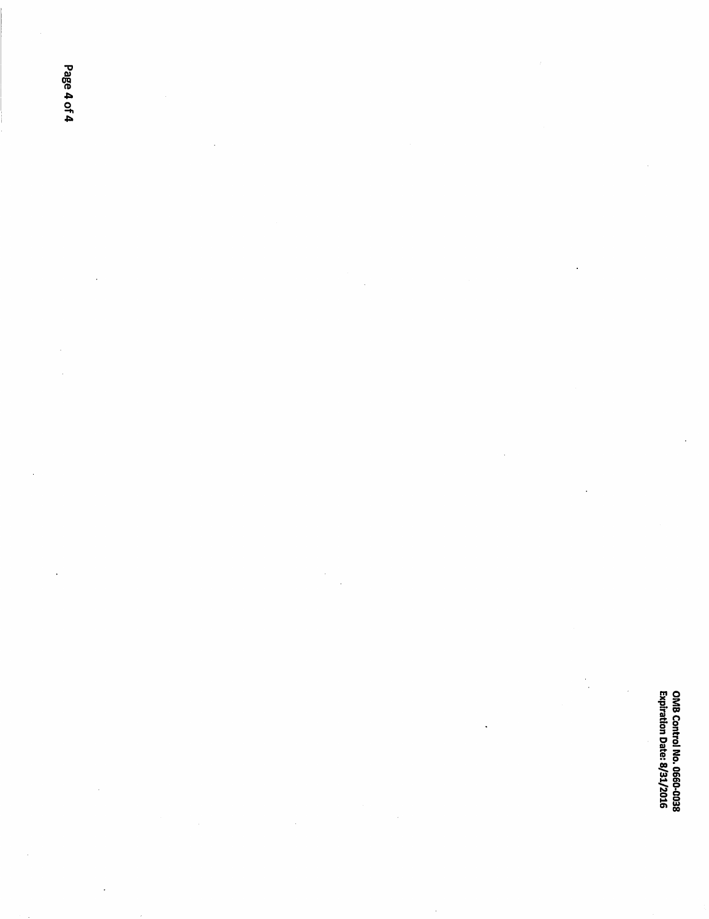OMB Control No. 0660-0038
Expiration Date: 8/31/2016